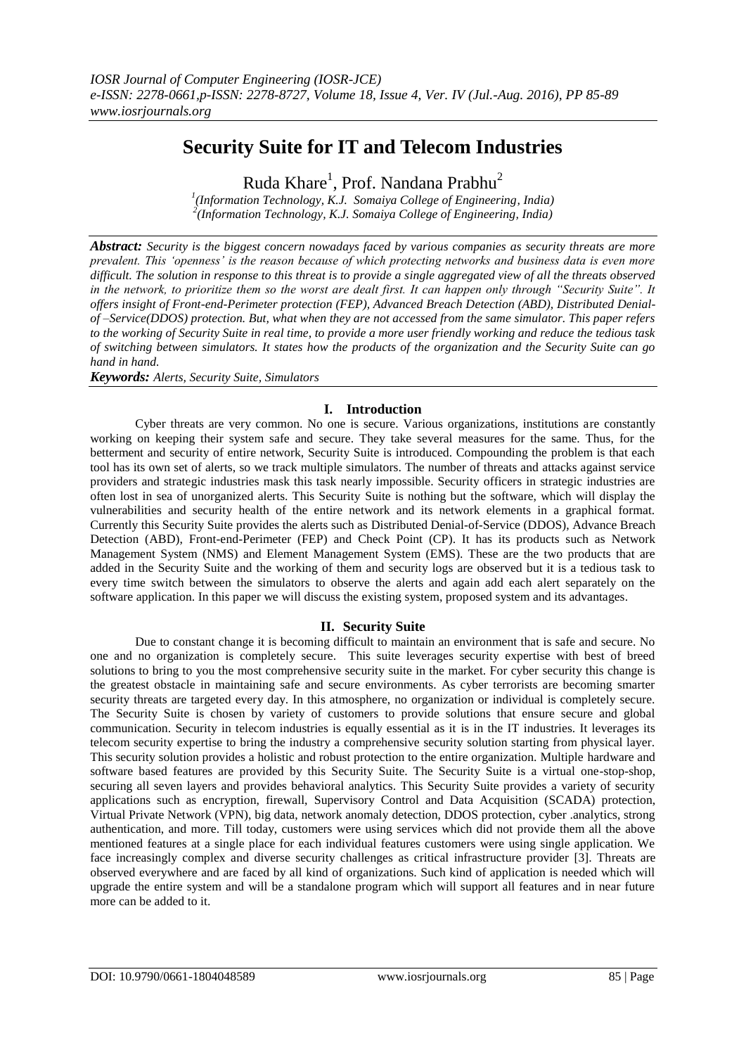# Security Suite for IT and Telecom Industries

Ruda Khare[1], Prof. Nandana Prabhu[2]

[1](Information Technology, K.J. Somaiya College of Engineering, India)
[2](Information Technology, K.J. Somaiya College of Engineering, India)

***Abstract:*** *Security is the biggest concern nowadays faced by various companies as security threats are more prevalent. This 'openness' is the reason because of which protecting networks and business data is even more difficult. The solution in response to this threat is to provide a single aggregated view of all the threats observed in the network, to prioritize them so the worst are dealt first. It can happen only through "Security Suite". It offers insight of Front-end-Perimeter protection (FEP), Advanced Breach Detection (ABD), Distributed Denial-of –Service(DDOS) protection. But, what when they are not accessed from the same simulator. This paper refers to the working of Security Suite in real time, to provide a more user friendly working and reduce the tedious task of switching between simulators. It states how the products of the organization and the Security Suite can go hand in hand.*

***Keywords:*** *Alerts, Security Suite, Simulators*

## I. Introduction

Cyber threats are very common. No one is secure. Various organizations, institutions are constantly working on keeping their system safe and secure. They take several measures for the same. Thus, for the betterment and security of entire network, Security Suite is introduced. Compounding the problem is that each tool has its own set of alerts, so we track multiple simulators. The number of threats and attacks against service providers and strategic industries mask this task nearly impossible. Security officers in strategic industries are often lost in sea of unorganized alerts. This Security Suite is nothing but the software, which will display the vulnerabilities and security health of the entire network and its network elements in a graphical format. Currently this Security Suite provides the alerts such as Distributed Denial-of-Service (DDOS), Advance Breach Detection (ABD), Front-end-Perimeter (FEP) and Check Point (CP). It has its products such as Network Management System (NMS) and Element Management System (EMS). These are the two products that are added in the Security Suite and the working of them and security logs are observed but it is a tedious task to every time switch between the simulators to observe the alerts and again add each alert separately on the software application. In this paper we will discuss the existing system, proposed system and its advantages.

## II. Security Suite

Due to constant change it is becoming difficult to maintain an environment that is safe and secure. No one and no organization is completely secure. This suite leverages security expertise with best of breed solutions to bring to you the most comprehensive security suite in the market. For cyber security this change is the greatest obstacle in maintaining safe and secure environments. As cyber terrorists are becoming smarter security threats are targeted every day. In this atmosphere, no organization or individual is completely secure. The Security Suite is chosen by variety of customers to provide solutions that ensure secure and global communication. Security in telecom industries is equally essential as it is in the IT industries. It leverages its telecom security expertise to bring the industry a comprehensive security solution starting from physical layer. This security solution provides a holistic and robust protection to the entire organization. Multiple hardware and software based features are provided by this Security Suite. The Security Suite is a virtual one-stop-shop, securing all seven layers and provides behavioral analytics. This Security Suite provides a variety of security applications such as encryption, firewall, Supervisory Control and Data Acquisition (SCADA) protection, Virtual Private Network (VPN), big data, network anomaly detection, DDOS protection, cyber .analytics, strong authentication, and more. Till today, customers were using services which did not provide them all the above mentioned features at a single place for each individual features customers were using single application. We face increasingly complex and diverse security challenges as critical infrastructure provider [3]. Threats are observed everywhere and are faced by all kind of organizations. Such kind of application is needed which will upgrade the entire system and will be a standalone program which will support all features and in near future more can be added to it.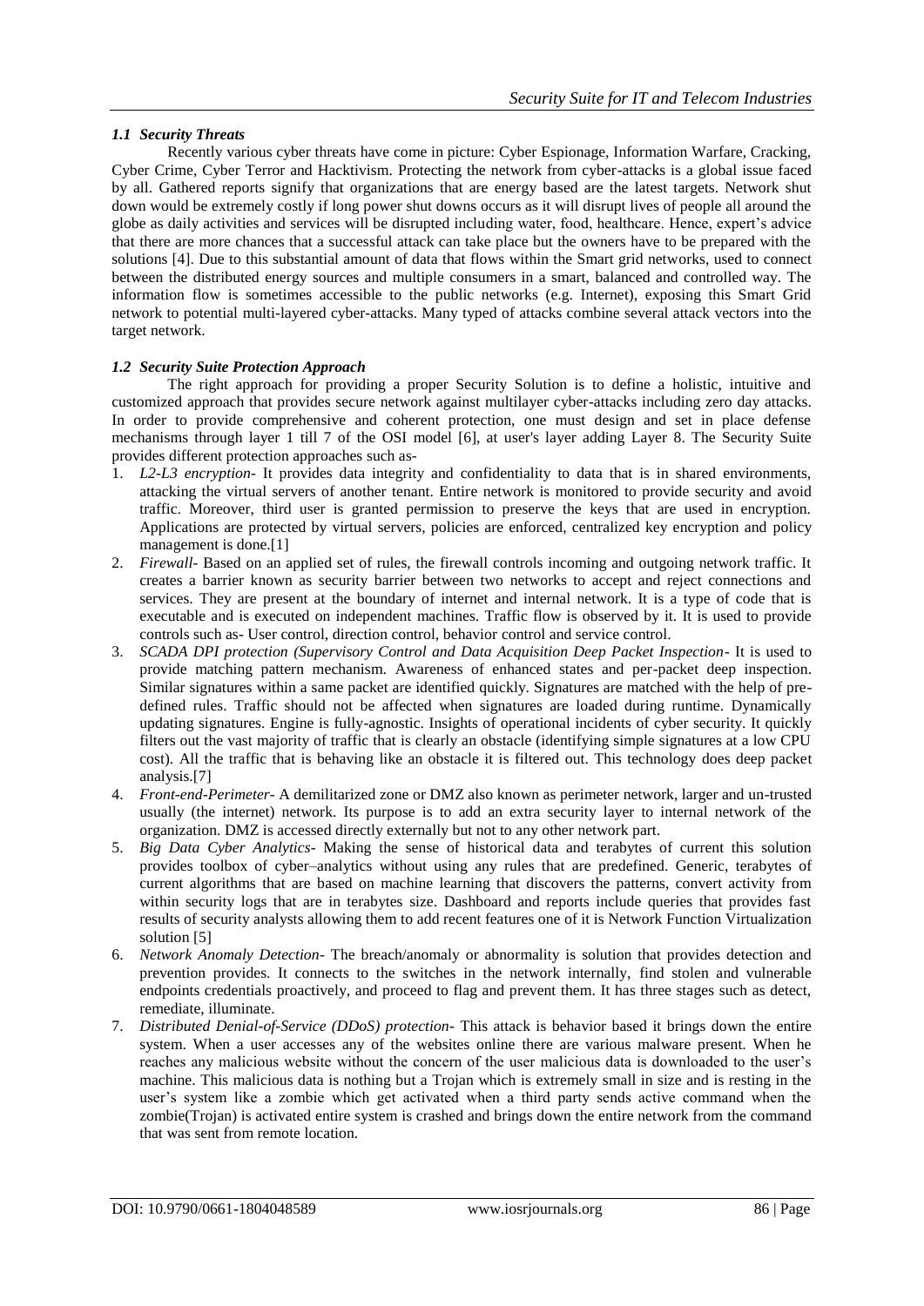### *1.1 Security Threats*

Recently various cyber threats have come in picture: Cyber Espionage, Information Warfare, Cracking, Cyber Crime, Cyber Terror and Hacktivism. Protecting the network from cyber-attacks is a global issue faced by all. Gathered reports signify that organizations that are energy based are the latest targets. Network shut down would be extremely costly if long power shut downs occurs as it will disrupt lives of people all around the globe as daily activities and services will be disrupted including water, food, healthcare. Hence, expert's advice that there are more chances that a successful attack can take place but the owners have to be prepared with the solutions [4]. Due to this substantial amount of data that flows within the Smart grid networks, used to connect between the distributed energy sources and multiple consumers in a smart, balanced and controlled way. The information flow is sometimes accessible to the public networks (e.g. Internet), exposing this Smart Grid network to potential multi-layered cyber-attacks. Many typed of attacks combine several attack vectors into the target network.

### *1.2 Security Suite Protection Approach*

The right approach for providing a proper Security Solution is to define a holistic, intuitive and customized approach that provides secure network against multilayer cyber-attacks including zero day attacks. In order to provide comprehensive and coherent protection, one must design and set in place defense mechanisms through layer 1 till 7 of the OSI model [6], at user's layer adding Layer 8. The Security Suite provides different protection approaches such as-

1. *L2-L3 encryption*- It provides data integrity and confidentiality to data that is in shared environments, attacking the virtual servers of another tenant. Entire network is monitored to provide security and avoid traffic. Moreover, third user is granted permission to preserve the keys that are used in encryption. Applications are protected by virtual servers, policies are enforced, centralized key encryption and policy management is done.[1]
2. *Firewall*- Based on an applied set of rules, the firewall controls incoming and outgoing network traffic. It creates a barrier known as security barrier between two networks to accept and reject connections and services. They are present at the boundary of internet and internal network. It is a type of code that is executable and is executed on independent machines. Traffic flow is observed by it. It is used to provide controls such as- User control, direction control, behavior control and service control.
3. *SCADA DPI protection (Supervisory Control and Data Acquisition Deep Packet Inspection*- It is used to provide matching pattern mechanism. Awareness of enhanced states and per-packet deep inspection. Similar signatures within a same packet are identified quickly. Signatures are matched with the help of pre-defined rules. Traffic should not be affected when signatures are loaded during runtime. Dynamically updating signatures. Engine is fully-agnostic. Insights of operational incidents of cyber security. It quickly filters out the vast majority of traffic that is clearly an obstacle (identifying simple signatures at a low CPU cost). All the traffic that is behaving like an obstacle it is filtered out. This technology does deep packet analysis.[7]
4. *Front-end-Perimeter*- A demilitarized zone or DMZ also known as perimeter network, larger and un-trusted usually (the internet) network. Its purpose is to add an extra security layer to internal network of the organization. DMZ is accessed directly externally but not to any other network part.
5. *Big Data Cyber Analytics*- Making the sense of historical data and terabytes of current this solution provides toolbox of cyber–analytics without using any rules that are predefined. Generic, terabytes of current algorithms that are based on machine learning that discovers the patterns, convert activity from within security logs that are in terabytes size. Dashboard and reports include queries that provides fast results of security analysts allowing them to add recent features one of it is Network Function Virtualization solution [5]
6. *Network Anomaly Detection*- The breach/anomaly or abnormality is solution that provides detection and prevention provides. It connects to the switches in the network internally, find stolen and vulnerable endpoints credentials proactively, and proceed to flag and prevent them. It has three stages such as detect, remediate, illuminate.
7. *Distributed Denial-of-Service (DDoS) protection*- This attack is behavior based it brings down the entire system. When a user accesses any of the websites online there are various malware present. When he reaches any malicious website without the concern of the user malicious data is downloaded to the user's machine. This malicious data is nothing but a Trojan which is extremely small in size and is resting in the user's system like a zombie which get activated when a third party sends active command when the zombie(Trojan) is activated entire system is crashed and brings down the entire network from the command that was sent from remote location.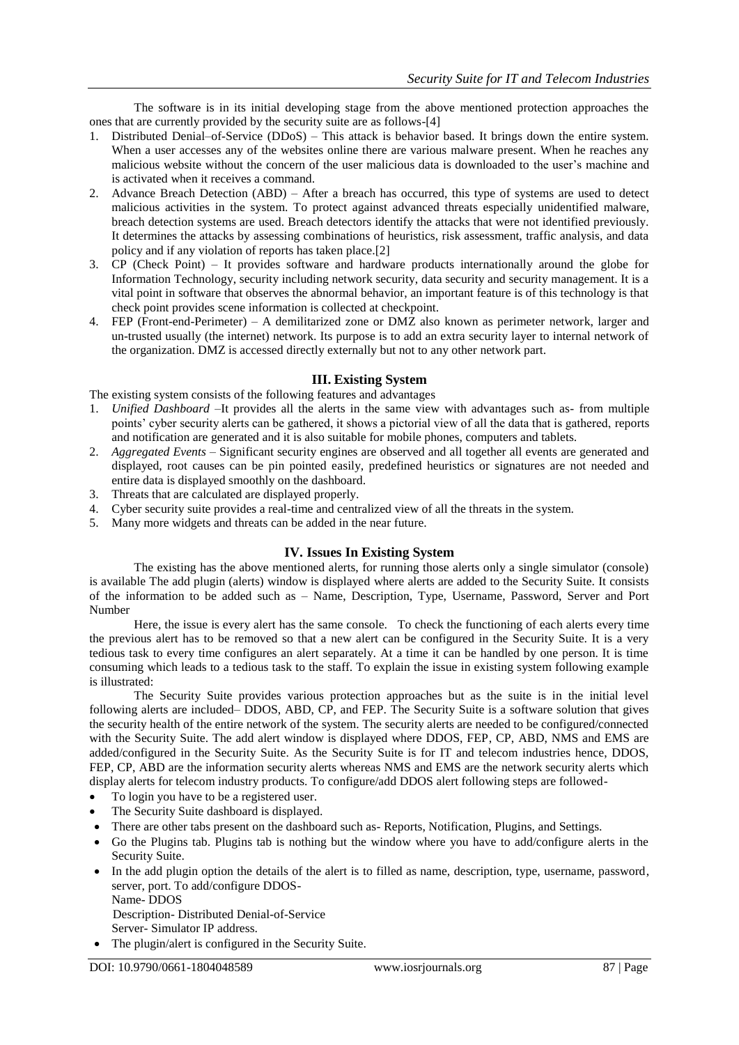The software is in its initial developing stage from the above mentioned protection approaches the ones that are currently provided by the security suite are as follows-[4]

1. Distributed Denial–of-Service (DDoS) – This attack is behavior based. It brings down the entire system. When a user accesses any of the websites online there are various malware present. When he reaches any malicious website without the concern of the user malicious data is downloaded to the user's machine and is activated when it receives a command.
2. Advance Breach Detection (ABD) – After a breach has occurred, this type of systems are used to detect malicious activities in the system. To protect against advanced threats especially unidentified malware, breach detection systems are used. Breach detectors identify the attacks that were not identified previously. It determines the attacks by assessing combinations of heuristics, risk assessment, traffic analysis, and data policy and if any violation of reports has taken place.[2]
3. CP (Check Point) – It provides software and hardware products internationally around the globe for Information Technology, security including network security, data security and security management. It is a vital point in software that observes the abnormal behavior, an important feature is of this technology is that check point provides scene information is collected at checkpoint.
4. FEP (Front-end-Perimeter) – A demilitarized zone or DMZ also known as perimeter network, larger and un-trusted usually (the internet) network. Its purpose is to add an extra security layer to internal network of the organization. DMZ is accessed directly externally but not to any other network part.

## III. Existing System

The existing system consists of the following features and advantages

1. *Unified Dashboard* –It provides all the alerts in the same view with advantages such as- from multiple points' cyber security alerts can be gathered, it shows a pictorial view of all the data that is gathered, reports and notification are generated and it is also suitable for mobile phones, computers and tablets.
2. *Aggregated Events* – Significant security engines are observed and all together all events are generated and displayed, root causes can be pin pointed easily, predefined heuristics or signatures are not needed and entire data is displayed smoothly on the dashboard.
3. Threats that are calculated are displayed properly.
4. Cyber security suite provides a real-time and centralized view of all the threats in the system.
5. Many more widgets and threats can be added in the near future.

## IV. Issues In Existing System

The existing has the above mentioned alerts, for running those alerts only a single simulator (console) is available The add plugin (alerts) window is displayed where alerts are added to the Security Suite. It consists of the information to be added such as – Name, Description, Type, Username, Password, Server and Port Number

Here, the issue is every alert has the same console. To check the functioning of each alerts every time the previous alert has to be removed so that a new alert can be configured in the Security Suite. It is a very tedious task to every time configures an alert separately. At a time it can be handled by one person. It is time consuming which leads to a tedious task to the staff. To explain the issue in existing system following example is illustrated:

The Security Suite provides various protection approaches but as the suite is in the initial level following alerts are included– DDOS, ABD, CP, and FEP. The Security Suite is a software solution that gives the security health of the entire network of the system. The security alerts are needed to be configured/connected with the Security Suite. The add alert window is displayed where DDOS, FEP, CP, ABD, NMS and EMS are added/configured in the Security Suite. As the Security Suite is for IT and telecom industries hence, DDOS, FEP, CP, ABD are the information security alerts whereas NMS and EMS are the network security alerts which display alerts for telecom industry products. To configure/add DDOS alert following steps are followed-

- To login you have to be a registered user.
- The Security Suite dashboard is displayed.
- There are other tabs present on the dashboard such as- Reports, Notification, Plugins, and Settings.
- Go the Plugins tab. Plugins tab is nothing but the window where you have to add/configure alerts in the Security Suite.
- In the add plugin option the details of the alert is to filled as name, description, type, username, password, server, port. To add/configure DDOS-
  Name- DDOS
  Description- Distributed Denial-of-Service
  Server- Simulator IP address.
- The plugin/alert is configured in the Security Suite.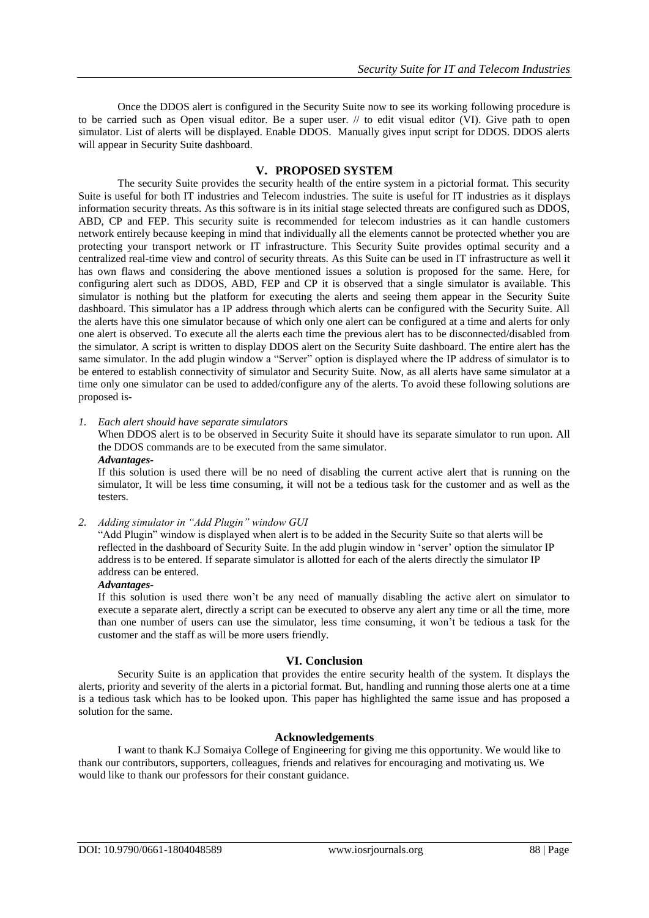Once the DDOS alert is configured in the Security Suite now to see its working following procedure is to be carried such as Open visual editor. Be a super user. // to edit visual editor (VI). Give path to open simulator. List of alerts will be displayed. Enable DDOS. Manually gives input script for DDOS. DDOS alerts will appear in Security Suite dashboard.

## V. PROPOSED SYSTEM

The security Suite provides the security health of the entire system in a pictorial format. This security Suite is useful for both IT industries and Telecom industries. The suite is useful for IT industries as it displays information security threats. As this software is in its initial stage selected threats are configured such as DDOS, ABD, CP and FEP. This security suite is recommended for telecom industries as it can handle customers network entirely because keeping in mind that individually all the elements cannot be protected whether you are protecting your transport network or IT infrastructure. This Security Suite provides optimal security and a centralized real-time view and control of security threats. As this Suite can be used in IT infrastructure as well it has own flaws and considering the above mentioned issues a solution is proposed for the same. Here, for configuring alert such as DDOS, ABD, FEP and CP it is observed that a single simulator is available. This simulator is nothing but the platform for executing the alerts and seeing them appear in the Security Suite dashboard. This simulator has a IP address through which alerts can be configured with the Security Suite. All the alerts have this one simulator because of which only one alert can be configured at a time and alerts for only one alert is observed. To execute all the alerts each time the previous alert has to be disconnected/disabled from the simulator. A script is written to display DDOS alert on the Security Suite dashboard. The entire alert has the same simulator. In the add plugin window a "Server" option is displayed where the IP address of simulator is to be entered to establish connectivity of simulator and Security Suite. Now, as all alerts have same simulator at a time only one simulator can be used to added/configure any of the alerts. To avoid these following solutions are proposed is-

1. *Each alert should have separate simulators*

   When DDOS alert is to be observed in Security Suite it should have its separate simulator to run upon. All the DDOS commands are to be executed from the same simulator.

   ***Advantages-***

   If this solution is used there will be no need of disabling the current active alert that is running on the simulator, It will be less time consuming, it will not be a tedious task for the customer and as well as the testers.

2. *Adding simulator in "Add Plugin" window GUI*

   "Add Plugin" window is displayed when alert is to be added in the Security Suite so that alerts will be reflected in the dashboard of Security Suite. In the add plugin window in 'server' option the simulator IP address is to be entered. If separate simulator is allotted for each of the alerts directly the simulator IP address can be entered.

   ***Advantages-***

   If this solution is used there won't be any need of manually disabling the active alert on simulator to execute a separate alert, directly a script can be executed to observe any alert any time or all the time, more than one number of users can use the simulator, less time consuming, it won't be tedious a task for the customer and the staff as will be more users friendly.

## VI. Conclusion

Security Suite is an application that provides the entire security health of the system. It displays the alerts, priority and severity of the alerts in a pictorial format. But, handling and running those alerts one at a time is a tedious task which has to be looked upon. This paper has highlighted the same issue and has proposed a solution for the same.

## Acknowledgements

I want to thank K.J Somaiya College of Engineering for giving me this opportunity. We would like to thank our contributors, supporters, colleagues, friends and relatives for encouraging and motivating us. We would like to thank our professors for their constant guidance.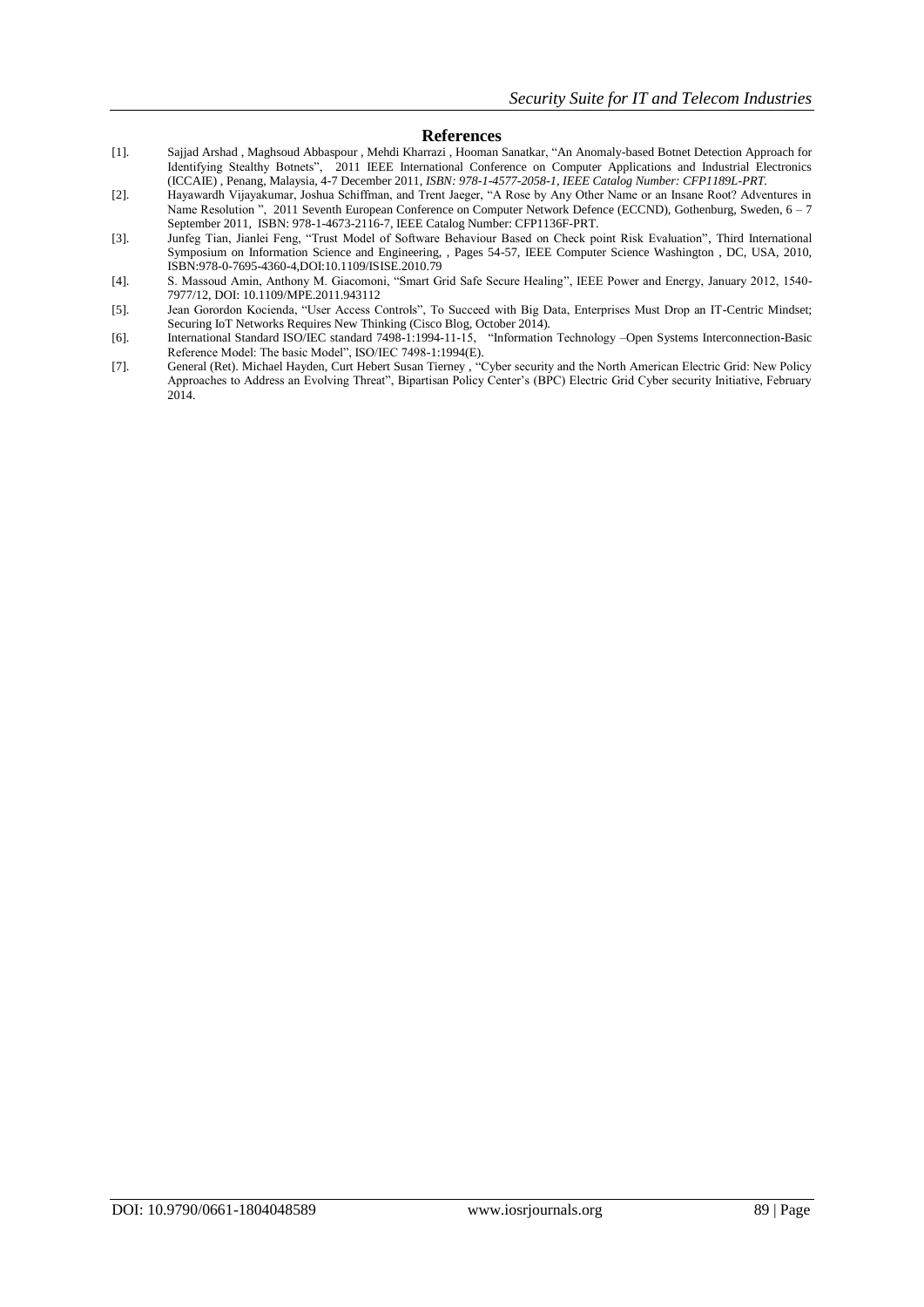## References

[1]. Sajjad Arshad , Maghsoud Abbaspour , Mehdi Kharrazi , Hooman Sanatkar, "An Anomaly-based Botnet Detection Approach for Identifying Stealthy Botnets", 2011 IEEE International Conference on Computer Applications and Industrial Electronics (ICCAIE) , Penang, Malaysia, 4-7 December 2011, *ISBN: 978-1-4577-2058-1, IEEE Catalog Number: CFP1189L-PRT.*

[2]. Hayawardh Vijayakumar, Joshua Schiffman, and Trent Jaeger, "A Rose by Any Other Name or an Insane Root? Adventures in Name Resolution ", 2011 Seventh European Conference on Computer Network Defence (ECCND), Gothenburg, Sweden, 6 – 7 September 2011, ISBN: 978-1-4673-2116-7, IEEE Catalog Number: CFP1136F-PRT.

[3]. Junfeg Tian, Jianlei Feng, "Trust Model of Software Behaviour Based on Check point Risk Evaluation", Third International Symposium on Information Science and Engineering, , Pages 54-57, IEEE Computer Science Washington , DC, USA, 2010, ISBN:978-0-7695-4360-4,DOI:10.1109/ISISE.2010.79

[4]. S. Massoud Amin, Anthony M. Giacomoni, "Smart Grid Safe Secure Healing", IEEE Power and Energy, January 2012, 1540-7977/12, DOI: 10.1109/MPE.2011.943112

[5]. Jean Gorordon Kocienda, "User Access Controls", To Succeed with Big Data, Enterprises Must Drop an IT-Centric Mindset; Securing IoT Networks Requires New Thinking (Cisco Blog, October 2014).

[6]. International Standard ISO/IEC standard 7498-1:1994-11-15, "Information Technology –Open Systems Interconnection-Basic Reference Model: The basic Model", ISO/IEC 7498-1:1994(E).

[7]. General (Ret). Michael Hayden, Curt Hebert Susan Tierney , "Cyber security and the North American Electric Grid: New Policy Approaches to Address an Evolving Threat", Bipartisan Policy Center's (BPC) Electric Grid Cyber security Initiative, February 2014.